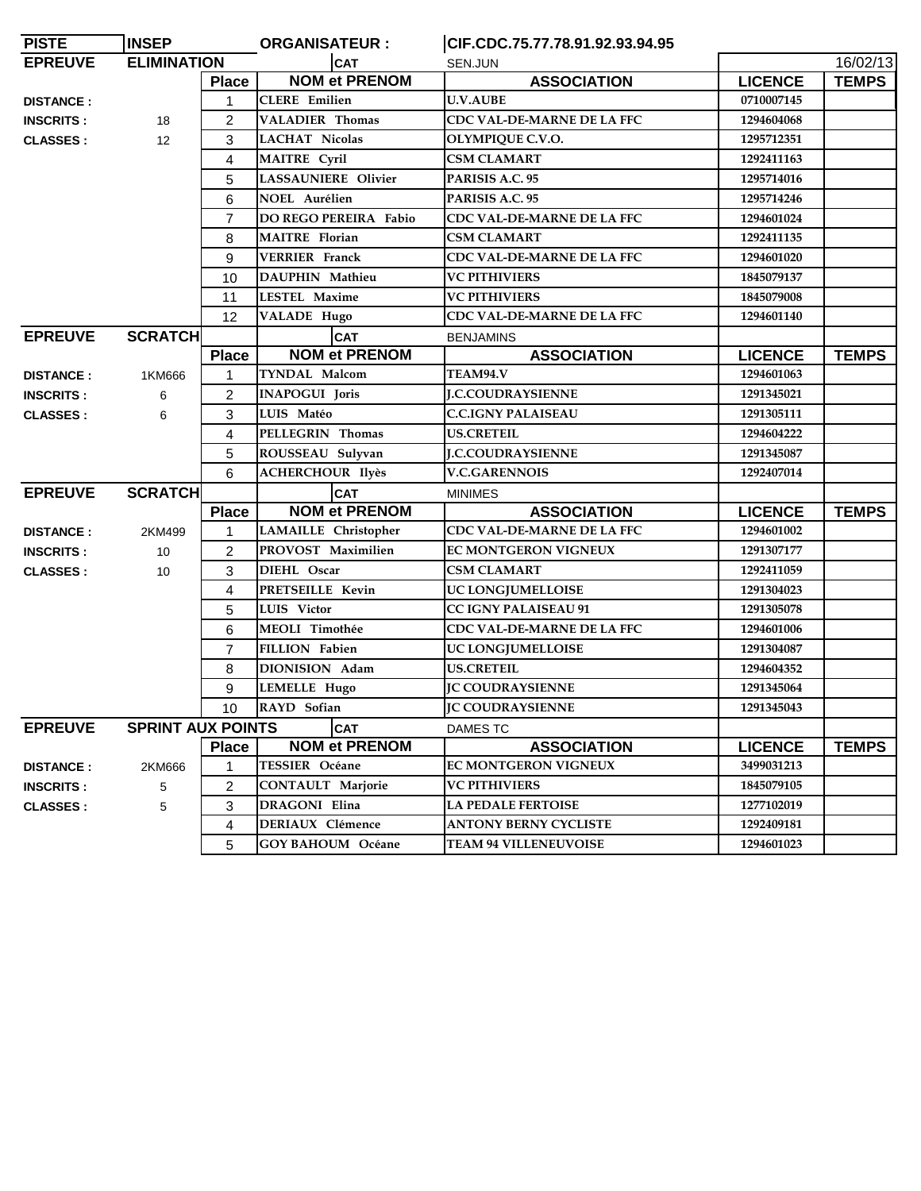| PISTE | INSEP | ORGANISATEUR : | CIF.CDC.75.77.78.91.92.93.94.95 | | |
|---|---|---|---|---|---|
| **EPREUVE** | **ELIMINATION** | **CAT** | SEN.JUN | | 16/02/13 |
| | **Place** | **NOM et PRENOM** | **ASSOCIATION** | **LICENCE** | **TEMPS** |
| **DISTANCE :** | 1 | CLERE Emilien | U.V.AUBE | 0710007145 | |
| **INSCRITS :** 18 | 2 | VALADIER Thomas | CDC VAL-DE-MARNE DE LA FFC | 1294604068 | |
| **CLASSES :** 12 | 3 | LACHAT Nicolas | OLYMPIQUE C.V.O. | 1295712351 | |
| | 4 | MAITRE Cyril | CSM CLAMART | 1292411163 | |
| | 5 | LASSAUNIERE Olivier | PARISIS A.C. 95 | 1295714016 | |
| | 6 | NOEL Aurélien | PARISIS A.C. 95 | 1295714246 | |
| | 7 | DO REGO PEREIRA Fabio | CDC VAL-DE-MARNE DE LA FFC | 1294601024 | |
| | 8 | MAITRE Florian | CSM CLAMART | 1292411135 | |
| | 9 | VERRIER Franck | CDC VAL-DE-MARNE DE LA FFC | 1294601020 | |
| | 10 | DAUPHIN Mathieu | VC PITHIVIERS | 1845079137 | |
| | 11 | LESTEL Maxime | VC PITHIVIERS | 1845079008 | |
| | 12 | VALADE Hugo | CDC VAL-DE-MARNE DE LA FFC | 1294601140 | |

| **EPREUVE** | **SCRATCH** | **CAT** | BENJAMINS | | |
|---|---|---|---|---|---|
| | **Place** | **NOM et PRENOM** | **ASSOCIATION** | **LICENCE** | **TEMPS** |
| **DISTANCE :** 1KM666 | 1 | TYNDAL Malcom | TEAM94.V | 1294601063 | |
| **INSCRITS :** 6 | 2 | INAPOGUI Joris | J.C.COUDRAYSIENNE | 1291345021 | |
| **CLASSES :** 6 | 3 | LUIS Matéo | C.C.IGNY PALAISEAU | 1291305111 | |
| | 4 | PELLEGRIN Thomas | US.CRETEIL | 1294604222 | |
| | 5 | ROUSSEAU Sulyvan | J.C.COUDRAYSIENNE | 1291345087 | |
| | 6 | ACHERCHOUR Ilyès | V.C.GARENNOIS | 1292407014 | |

| **EPREUVE** | **SCRATCH** | **CAT** | MINIMES | | |
|---|---|---|---|---|---|
| | **Place** | **NOM et PRENOM** | **ASSOCIATION** | **LICENCE** | **TEMPS** |
| **DISTANCE :** 2KM499 | 1 | LAMAILLE Christopher | CDC VAL-DE-MARNE DE LA FFC | 1294601002 | |
| **INSCRITS :** 10 | 2 | PROVOST Maximilien | EC MONTGERON VIGNEUX | 1291307177 | |
| **CLASSES :** 10 | 3 | DIEHL Oscar | CSM CLAMART | 1292411059 | |
| | 4 | PRETSEILLE Kevin | UC LONGJUMELLOISE | 1291304023 | |
| | 5 | LUIS Victor | CC IGNY PALAISEAU 91 | 1291305078 | |
| | 6 | MEOLI Timothée | CDC VAL-DE-MARNE DE LA FFC | 1294601006 | |
| | 7 | FILLION Fabien | UC LONGJUMELLOISE | 1291304087 | |
| | 8 | DIONISION Adam | US.CRETEIL | 1294604352 | |
| | 9 | LEMELLE Hugo | JC COUDRAYSIENNE | 1291345064 | |
| | 10 | RAYD Sofian | JC COUDRAYSIENNE | 1291345043 | |

| **EPREUVE** | **SPRINT AUX POINTS** | **CAT** | DAMES TC | | |
|---|---|---|---|---|---|
| | **Place** | **NOM et PRENOM** | **ASSOCIATION** | **LICENCE** | **TEMPS** |
| **DISTANCE :** 2KM666 | 1 | TESSIER Océane | EC MONTGERON VIGNEUX | 3499031213 | |
| **INSCRITS :** 5 | 2 | CONTAULT Marjorie | VC PITHIVIERS | 1845079105 | |
| **CLASSES :** 5 | 3 | DRAGONI Elina | LA PEDALE FERTOISE | 1277102019 | |
| | 4 | DERIAUX Clémence | ANTONY BERNY CYCLISTE | 1292409181 | |
| | 5 | GOY BAHOUM Océane | TEAM 94 VILLENEUVOISE | 1294601023 | |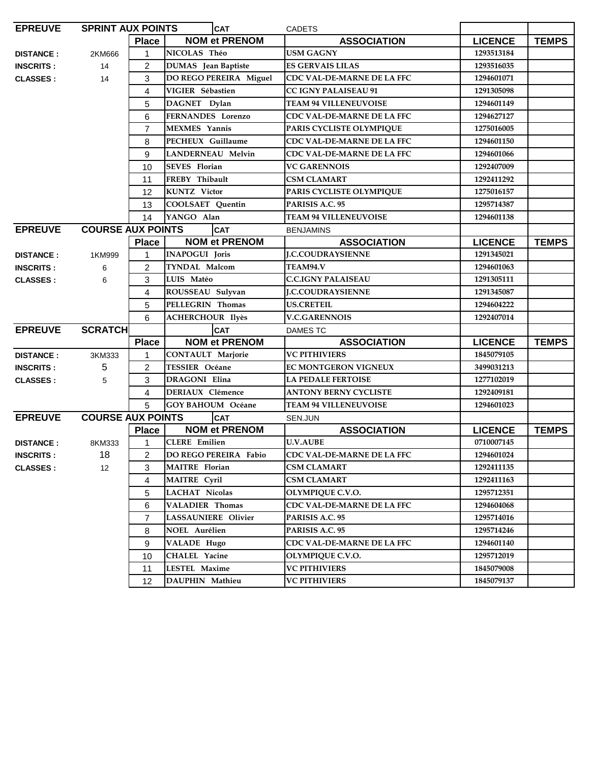| EPREUVE | SPRINT AUX POINTS | | CAT | CADETS | | |
|---|---|---|---|---|---|---|
| | | **Place** | **NOM et PRENOM** | **ASSOCIATION** | **LICENCE** | **TEMPS** |
| **DISTANCE :** | 2KM666 | 1 | NICOLAS Théo | USM GAGNY | 1293513184 | |
| **INSCRITS :** | 14 | 2 | DUMAS Jean Baptiste | ES GERVAIS LILAS | 1293516035 | |
| **CLASSES :** | 14 | 3 | DO REGO PEREIRA Miguel | CDC VAL-DE-MARNE DE LA FFC | 1294601071 | |
| | | 4 | VIGIER Sébastien | CC IGNY PALAISEAU 91 | 1291305098 | |
| | | 5 | DAGNET Dylan | TEAM 94 VILLENEUVOISE | 1294601149 | |
| | | 6 | FERNANDES Lorenzo | CDC VAL-DE-MARNE DE LA FFC | 1294627127 | |
| | | 7 | MEXMES Yannis | PARIS CYCLISTE OLYMPIQUE | 1275016005 | |
| | | 8 | PECHEUX Guillaume | CDC VAL-DE-MARNE DE LA FFC | 1294601150 | |
| | | 9 | LANDERNEAU Melvin | CDC VAL-DE-MARNE DE LA FFC | 1294601066 | |
| | | 10 | SEVES Florian | VC GARENNOIS | 1292407009 | |
| | | 11 | FREBY Thibault | CSM CLAMART | 1292411292 | |
| | | 12 | KUNTZ Victor | PARIS CYCLISTE OLYMPIQUE | 1275016157 | |
| | | 13 | COOLSAET Quentin | PARISIS A.C. 95 | 1295714387 | |
| | | 14 | YANGO Alan | TEAM 94 VILLENEUVOISE | 1294601138 | |

| EPREUVE | COURSE AUX POINTS | | CAT | BENJAMINS | | |
|---|---|---|---|---|---|---|
| | | **Place** | **NOM et PRENOM** | **ASSOCIATION** | **LICENCE** | **TEMPS** |
| **DISTANCE :** | 1KM999 | 1 | INAPOGUI Joris | J.C.COUDRAYSIENNE | 1291345021 | |
| **INSCRITS :** | 6 | 2 | TYNDAL Malcom | TEAM94.V | 1294601063 | |
| **CLASSES :** | 6 | 3 | LUIS Matéo | C.C.IGNY PALAISEAU | 1291305111 | |
| | | 4 | ROUSSEAU Sulyvan | J.C.COUDRAYSIENNE | 1291345087 | |
| | | 5 | PELLEGRIN Thomas | US.CRETEIL | 1294604222 | |
| | | 6 | ACHERCHOUR Ilyès | V.C.GARENNOIS | 1292407014 | |

| EPREUVE | SCRATCH | | CAT | DAMES TC | | |
|---|---|---|---|---|---|---|
| | | **Place** | **NOM et PRENOM** | **ASSOCIATION** | **LICENCE** | **TEMPS** |
| **DISTANCE :** | 3KM333 | 1 | CONTAULT Marjorie | VC PITHIVIERS | 1845079105 | |
| **INSCRITS :** | 5 | 2 | TESSIER Océane | EC MONTGERON VIGNEUX | 3499031213 | |
| **CLASSES :** | 5 | 3 | DRAGONI Elina | LA PEDALE FERTOISE | 1277102019 | |
| | | 4 | DERIAUX Clémence | ANTONY BERNY CYCLISTE | 1292409181 | |
| | | 5 | GOY BAHOUM Océane | TEAM 94 VILLENEUVOISE | 1294601023 | |

| EPREUVE | COURSE AUX POINTS | | CAT | SEN.JUN | | |
|---|---|---|---|---|---|---|
| | | **Place** | **NOM et PRENOM** | **ASSOCIATION** | **LICENCE** | **TEMPS** |
| **DISTANCE :** | 8KM333 | 1 | CLERE Emilien | U.V.AUBE | 0710007145 | |
| **INSCRITS :** | 18 | 2 | DO REGO PEREIRA Fabio | CDC VAL-DE-MARNE DE LA FFC | 1294601024 | |
| **CLASSES :** | 12 | 3 | MAITRE Florian | CSM CLAMART | 1292411135 | |
| | | 4 | MAITRE Cyril | CSM CLAMART | 1292411163 | |
| | | 5 | LACHAT Nicolas | OLYMPIQUE C.V.O. | 1295712351 | |
| | | 6 | VALADIER Thomas | CDC VAL-DE-MARNE DE LA FFC | 1294604068 | |
| | | 7 | LASSAUNIERE Olivier | PARISIS A.C. 95 | 1295714016 | |
| | | 8 | NOEL Aurélien | PARISIS A.C. 95 | 1295714246 | |
| | | 9 | VALADE Hugo | CDC VAL-DE-MARNE DE LA FFC | 1294601140 | |
| | | 10 | CHALEL Yacine | OLYMPIQUE C.V.O. | 1295712019 | |
| | | 11 | LESTEL Maxime | VC PITHIVIERS | 1845079008 | |
| | | 12 | DAUPHIN Mathieu | VC PITHIVIERS | 1845079137 | |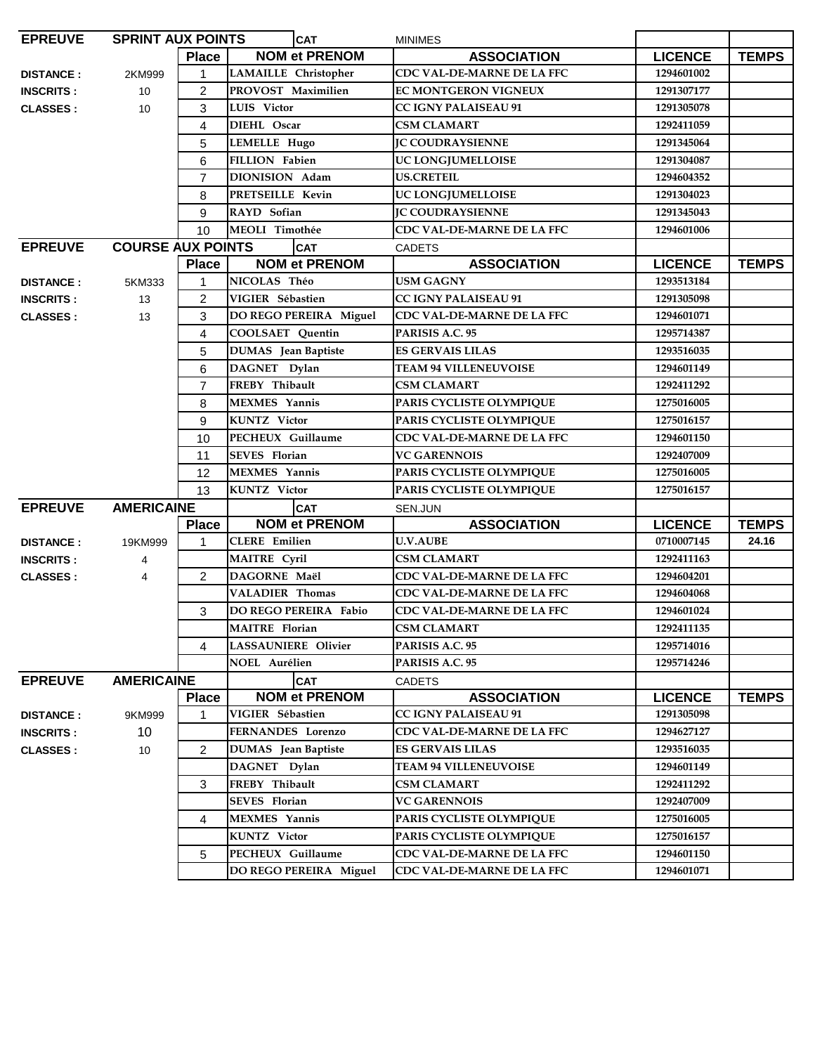| EPREUVE | SPRINT AUX POINTS | | CAT | MINIMES | | |
|---|---|---|---|---|---|---|
| | | Place | NOM et PRENOM | ASSOCIATION | LICENCE | TEMPS |
| DISTANCE : | 2KM999 | 1 | LAMAILLE Christopher | CDC VAL-DE-MARNE DE LA FFC | 1294601002 | |
| INSCRITS : | 10 | 2 | PROVOST Maximilien | EC MONTGERON VIGNEUX | 1291307177 | |
| CLASSES : | 10 | 3 | LUIS Victor | CC IGNY PALAISEAU 91 | 1291305078 | |
| | | 4 | DIEHL Oscar | CSM CLAMART | 1292411059 | |
| | | 5 | LEMELLE Hugo | JC COUDRAYSIENNE | 1291345064 | |
| | | 6 | FILLION Fabien | UC LONGJUMELLOISE | 1291304087 | |
| | | 7 | DIONISION Adam | US.CRETEIL | 1294604352 | |
| | | 8 | PRETSEILLE Kevin | UC LONGJUMELLOISE | 1291304023 | |
| | | 9 | RAYD Sofian | JC COUDRAYSIENNE | 1291345043 | |
| | | 10 | MEOLI Timothée | CDC VAL-DE-MARNE DE LA FFC | 1294601006 | |

| EPREUVE | COURSE AUX POINTS | | CAT | CADETS | | |
|---|---|---|---|---|---|---|
| | | Place | NOM et PRENOM | ASSOCIATION | LICENCE | TEMPS |
| DISTANCE : | 5KM333 | 1 | NICOLAS Théo | USM GAGNY | 1293513184 | |
| INSCRITS : | 13 | 2 | VIGIER Sébastien | CC IGNY PALAISEAU 91 | 1291305098 | |
| CLASSES : | 13 | 3 | DO REGO PEREIRA Miguel | CDC VAL-DE-MARNE DE LA FFC | 1294601071 | |
| | | 4 | COOLSAET Quentin | PARISIS A.C. 95 | 1295714387 | |
| | | 5 | DUMAS Jean Baptiste | ES GERVAIS LILAS | 1293516035 | |
| | | 6 | DAGNET Dylan | TEAM 94 VILLENEUVOISE | 1294601149 | |
| | | 7 | FREBY Thibault | CSM CLAMART | 1292411292 | |
| | | 8 | MEXMES Yannis | PARIS CYCLISTE OLYMPIQUE | 1275016005 | |
| | | 9 | KUNTZ Victor | PARIS CYCLISTE OLYMPIQUE | 1275016157 | |
| | | 10 | PECHEUX Guillaume | CDC VAL-DE-MARNE DE LA FFC | 1294601150 | |
| | | 11 | SEVES Florian | VC GARENNOIS | 1292407009 | |
| | | 12 | MEXMES Yannis | PARIS CYCLISTE OLYMPIQUE | 1275016005 | |
| | | 13 | KUNTZ Victor | PARIS CYCLISTE OLYMPIQUE | 1275016157 | |

| EPREUVE | AMERICAINE | | CAT | SEN.JUN | | |
|---|---|---|---|---|---|---|
| | | Place | NOM et PRENOM | ASSOCIATION | LICENCE | TEMPS |
| DISTANCE : | 19KM999 | 1 | CLERE Emilien | U.V.AUBE | 0710007145 | 24.16 |
| INSCRITS : | 4 | | MAITRE Cyril | CSM CLAMART | 1292411163 | |
| CLASSES : | 4 | 2 | DAGORNE Maël | CDC VAL-DE-MARNE DE LA FFC | 1294604201 | |
| | | | VALADIER Thomas | CDC VAL-DE-MARNE DE LA FFC | 1294604068 | |
| | | 3 | DO REGO PEREIRA Fabio | CDC VAL-DE-MARNE DE LA FFC | 1294601024 | |
| | | | MAITRE Florian | CSM CLAMART | 1292411135 | |
| | | 4 | LASSAUNIERE Olivier | PARISIS A.C. 95 | 1295714016 | |
| | | | NOEL Aurélien | PARISIS A.C. 95 | 1295714246 | |

| EPREUVE | AMERICAINE | | CAT | CADETS | | |
|---|---|---|---|---|---|---|
| | | Place | NOM et PRENOM | ASSOCIATION | LICENCE | TEMPS |
| DISTANCE : | 9KM999 | 1 | VIGIER Sébastien | CC IGNY PALAISEAU 91 | 1291305098 | |
| INSCRITS : | 10 | | FERNANDES Lorenzo | CDC VAL-DE-MARNE DE LA FFC | 1294627127 | |
| CLASSES : | 10 | 2 | DUMAS Jean Baptiste | ES GERVAIS LILAS | 1293516035 | |
| | | | DAGNET Dylan | TEAM 94 VILLENEUVOISE | 1294601149 | |
| | | 3 | FREBY Thibault | CSM CLAMART | 1292411292 | |
| | | | SEVES Florian | VC GARENNOIS | 1292407009 | |
| | | 4 | MEXMES Yannis | PARIS CYCLISTE OLYMPIQUE | 1275016005 | |
| | | | KUNTZ Victor | PARIS CYCLISTE OLYMPIQUE | 1275016157 | |
| | | 5 | PECHEUX Guillaume | CDC VAL-DE-MARNE DE LA FFC | 1294601150 | |
| | | | DO REGO PEREIRA Miguel | CDC VAL-DE-MARNE DE LA FFC | 1294601071 | |